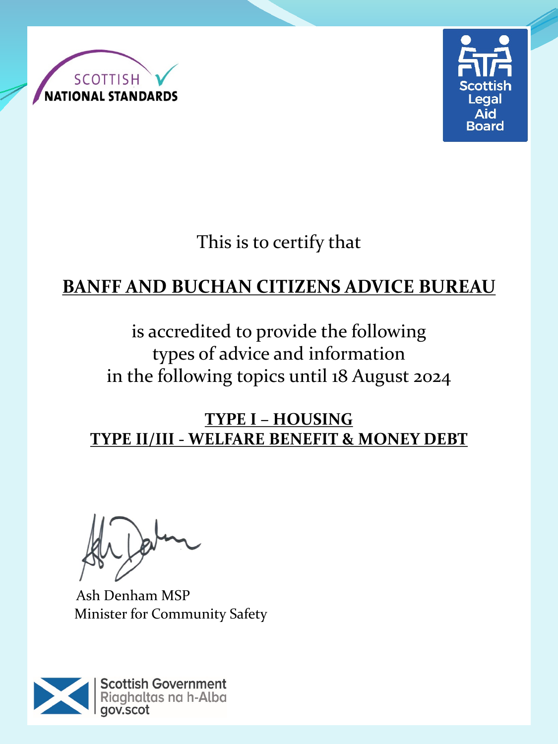SCOTTISH NATIONAL STANDARDS

Scottish Legal Aid Board

This is to certify that

**BANFF AND BUCHAN CITIZENS ADVICE BUREAU**

is accredited to provide the following
types of advice and information
in the following topics until 18 August 2024

**TYPE I – HOUSING**
**TYPE II/III - WELFARE BENEFIT & MONEY DEBT**

Ash Denham MSP
Minister for Community Safety

Scottish Government
Riaghaltas na h-Alba
gov.scot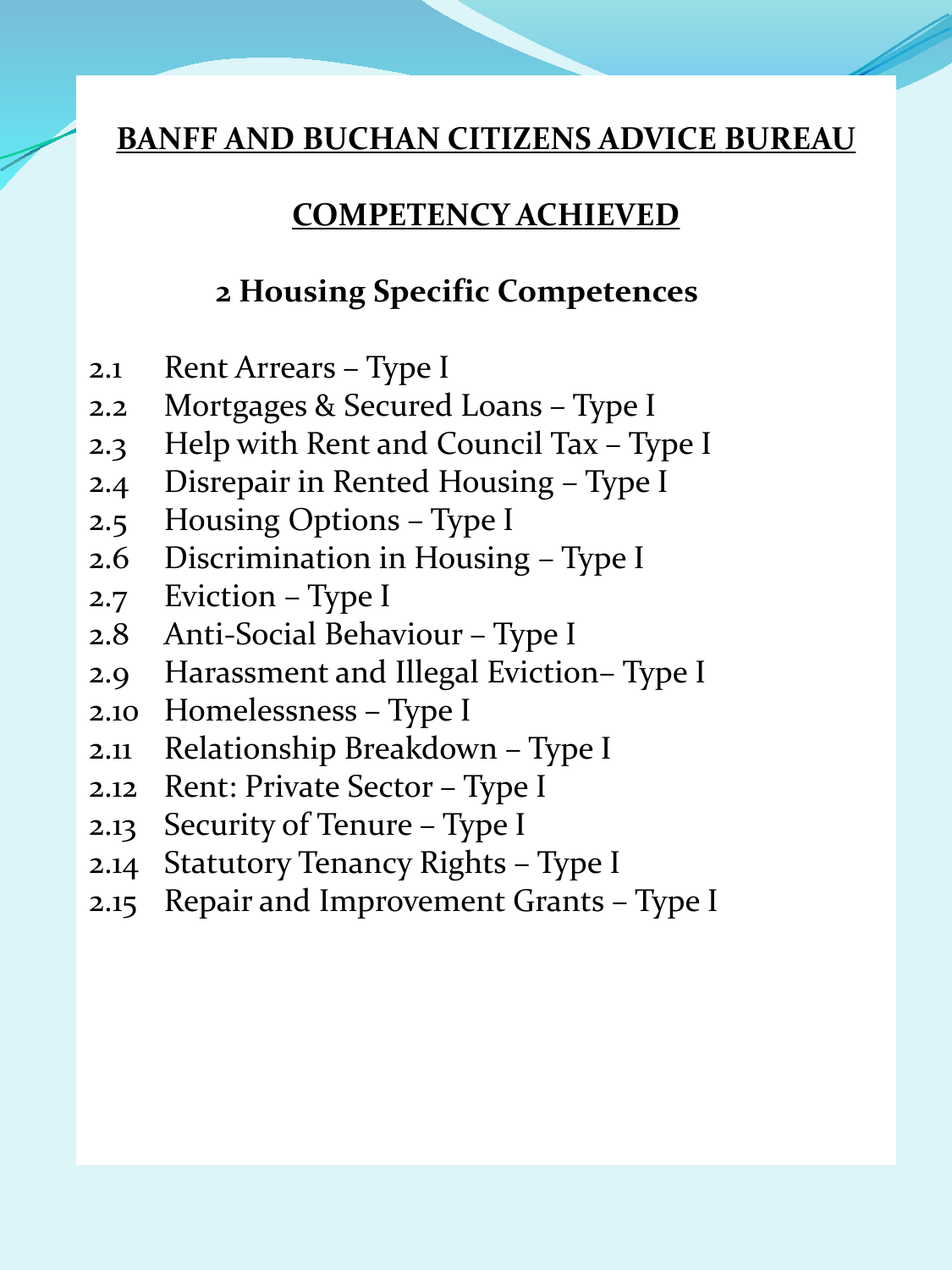# BANFF AND BUCHAN CITIZENS ADVICE BUREAU

## COMPETENCY ACHIEVED

### 2 Housing Specific Competences

- 2.1 Rent Arrears – Type I
- 2.2 Mortgages & Secured Loans – Type I
- 2.3 Help with Rent and Council Tax – Type I
- 2.4 Disrepair in Rented Housing – Type I
- 2.5 Housing Options – Type I
- 2.6 Discrimination in Housing – Type I
- 2.7 Eviction – Type I
- 2.8 Anti-Social Behaviour – Type I
- 2.9 Harassment and Illegal Eviction– Type I
- 2.10 Homelessness – Type I
- 2.11 Relationship Breakdown – Type I
- 2.12 Rent: Private Sector – Type I
- 2.13 Security of Tenure – Type I
- 2.14 Statutory Tenancy Rights – Type I
- 2.15 Repair and Improvement Grants – Type I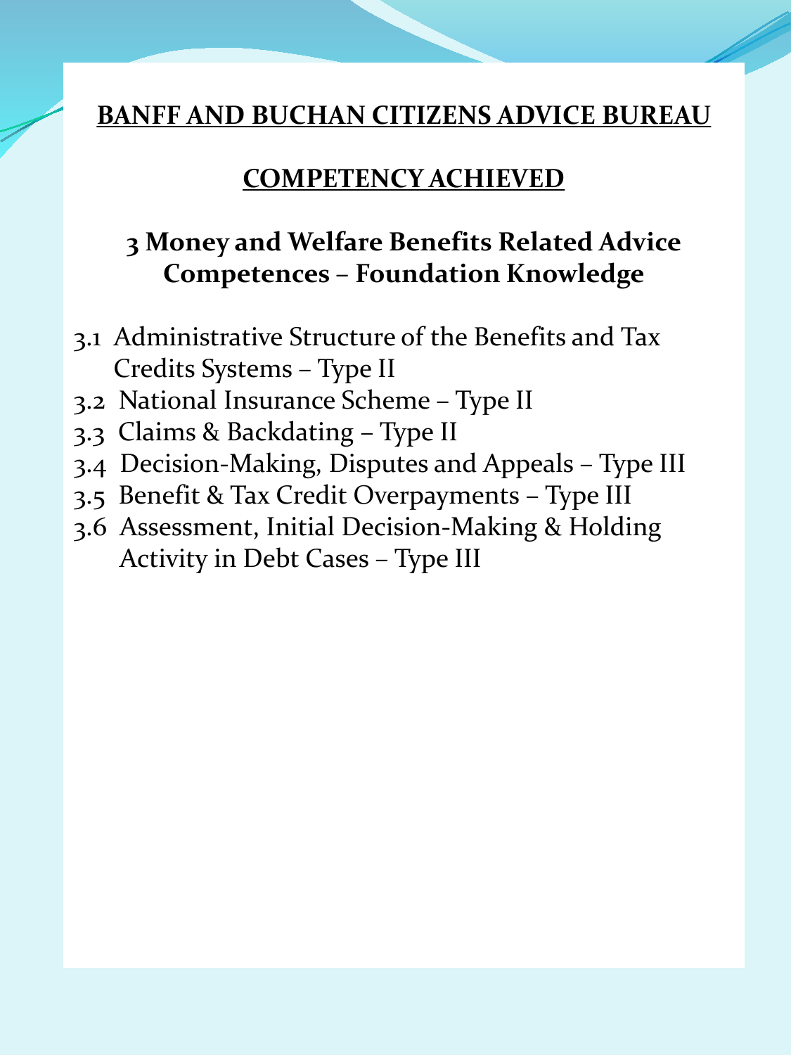# BANFF AND BUCHAN CITIZENS ADVICE BUREAU

## COMPETENCY ACHIEVED

### 3 Money and Welfare Benefits Related Advice Competences – Foundation Knowledge

- 3.1 Administrative Structure of the Benefits and Tax Credits Systems – Type II
- 3.2 National Insurance Scheme – Type II
- 3.3 Claims & Backdating – Type II
- 3.4 Decision-Making, Disputes and Appeals – Type III
- 3.5 Benefit & Tax Credit Overpayments – Type III
- 3.6 Assessment, Initial Decision-Making & Holding Activity in Debt Cases – Type III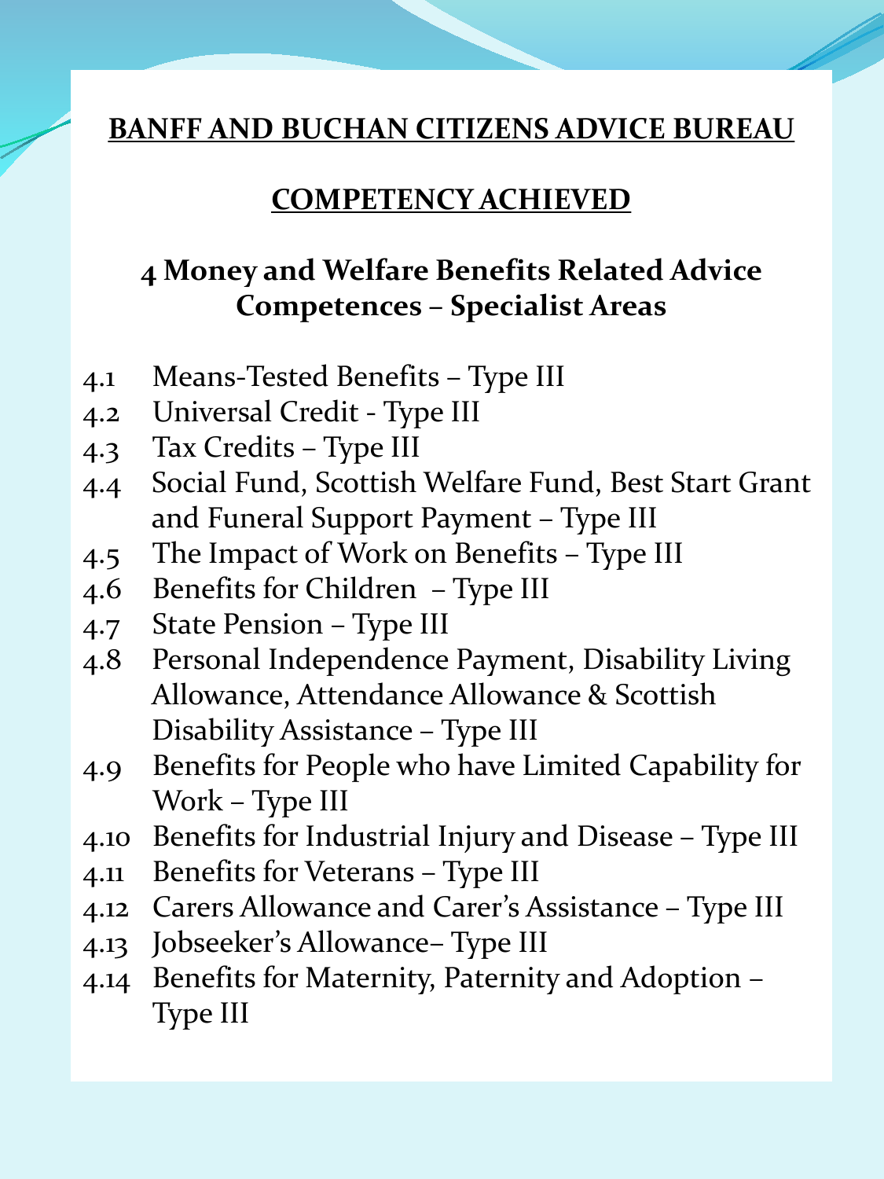**BANFF AND BUCHAN CITIZENS ADVICE BUREAU**

**COMPETENCY ACHIEVED**

## 4 Money and Welfare Benefits Related Advice Competences – Specialist Areas

- 4.1 Means-Tested Benefits – Type III
- 4.2 Universal Credit - Type III
- 4.3 Tax Credits – Type III
- 4.4 Social Fund, Scottish Welfare Fund, Best Start Grant and Funeral Support Payment – Type III
- 4.5 The Impact of Work on Benefits – Type III
- 4.6 Benefits for Children – Type III
- 4.7 State Pension – Type III
- 4.8 Personal Independence Payment, Disability Living Allowance, Attendance Allowance & Scottish Disability Assistance – Type III
- 4.9 Benefits for People who have Limited Capability for Work – Type III
- 4.10 Benefits for Industrial Injury and Disease – Type III
- 4.11 Benefits for Veterans – Type III
- 4.12 Carers Allowance and Carer's Assistance – Type III
- 4.13 Jobseeker's Allowance– Type III
- 4.14 Benefits for Maternity, Paternity and Adoption – Type III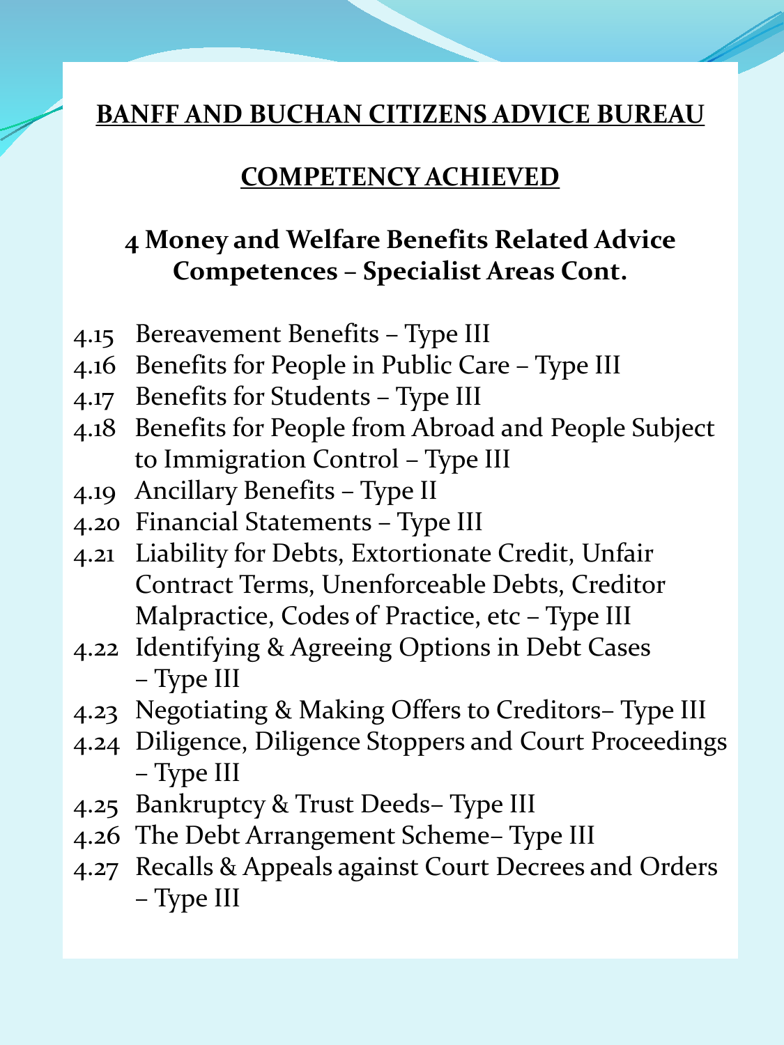**BANFF AND BUCHAN CITIZENS ADVICE BUREAU**

**COMPETENCY ACHIEVED**

## 4 Money and Welfare Benefits Related Advice Competences – Specialist Areas Cont.

- 4.15 Bereavement Benefits – Type III
- 4.16 Benefits for People in Public Care – Type III
- 4.17 Benefits for Students – Type III
- 4.18 Benefits for People from Abroad and People Subject to Immigration Control – Type III
- 4.19 Ancillary Benefits – Type II
- 4.20 Financial Statements – Type III
- 4.21 Liability for Debts, Extortionate Credit, Unfair Contract Terms, Unenforceable Debts, Creditor Malpractice, Codes of Practice, etc – Type III
- 4.22 Identifying & Agreeing Options in Debt Cases – Type III
- 4.23 Negotiating & Making Offers to Creditors– Type III
- 4.24 Diligence, Diligence Stoppers and Court Proceedings – Type III
- 4.25 Bankruptcy & Trust Deeds– Type III
- 4.26 The Debt Arrangement Scheme– Type III
- 4.27 Recalls & Appeals against Court Decrees and Orders – Type III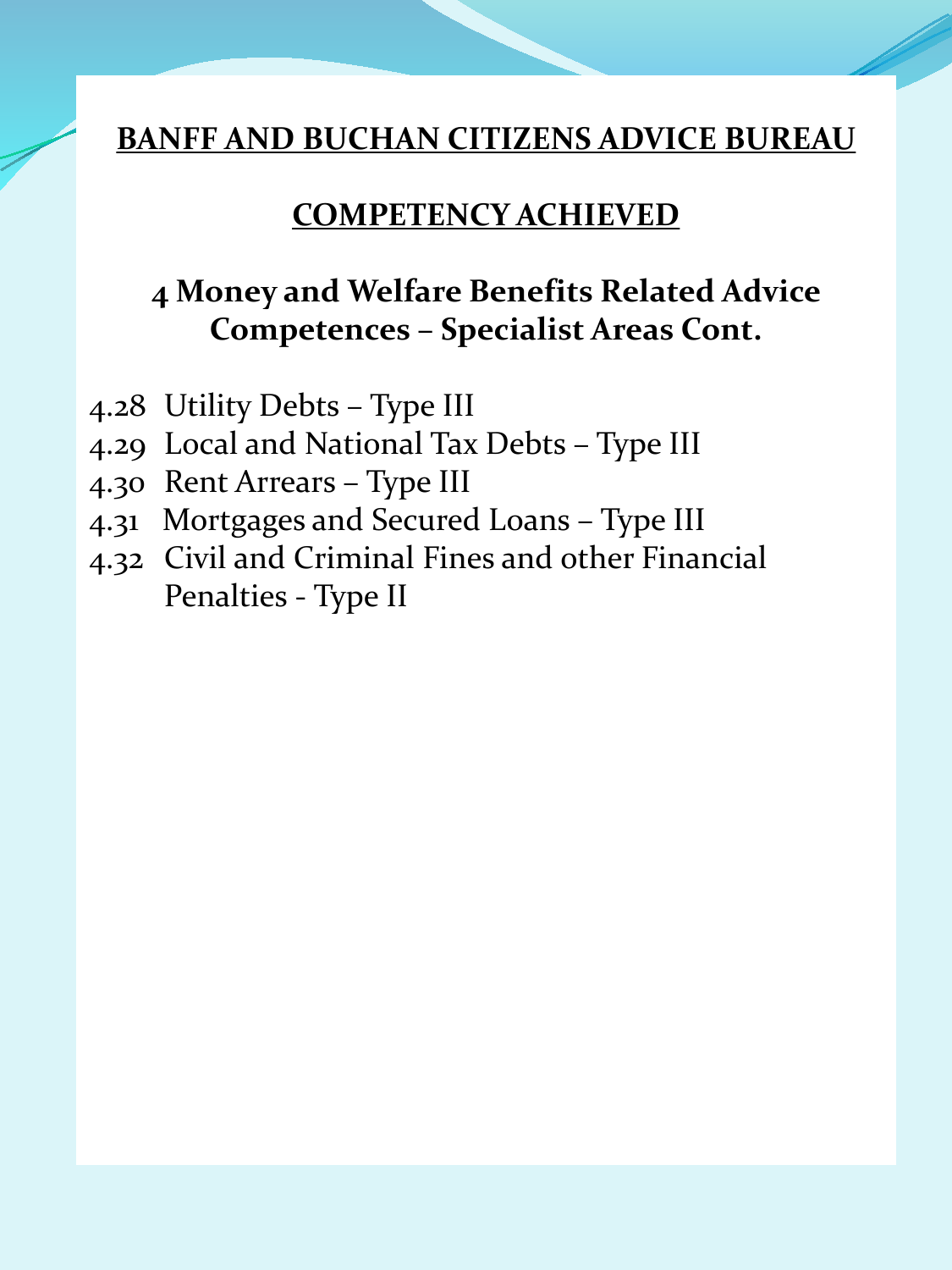# BANFF AND BUCHAN CITIZENS ADVICE BUREAU

## COMPETENCY ACHIEVED

### 4 Money and Welfare Benefits Related Advice Competences – Specialist Areas Cont.

4.28 Utility Debts – Type III
4.29 Local and National Tax Debts – Type III
4.30 Rent Arrears – Type III
4.31 Mortgages and Secured Loans – Type III
4.32 Civil and Criminal Fines and other Financial Penalties - Type II